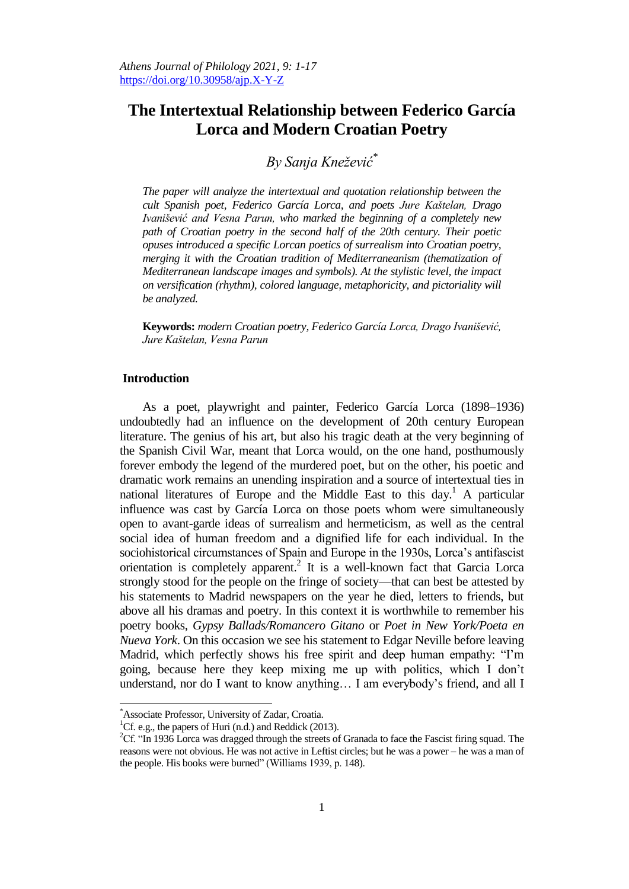# The Intertextual Relationship between Federico García Lorca and Modern Croatian Poetry

*By Sanja Knežević*[*]

*The paper will analyze the intertextual and quotation relationship between the cult Spanish poet, Federico García Lorca, and poets Jure Kaštelan, Drago Ivanišević and Vesna Parun, who marked the beginning of a completely new path of Croatian poetry in the second half of the 20th century. Their poetic opuses introduced a specific Lorcan poetics of surrealism into Croatian poetry, merging it with the Croatian tradition of Mediterraneanism (thematization of Mediterranean landscape images and symbols). At the stylistic level, the impact on versification (rhythm), colored language, metaphoricity, and pictoriality will be analyzed.*

**Keywords:** *modern Croatian poetry, Federico García Lorca, Drago Ivanišević, Jure Kaštelan, Vesna Parun*

## Introduction

As a poet, playwright and painter, Federico García Lorca (1898–1936) undoubtedly had an influence on the development of 20th century European literature. The genius of his art, but also his tragic death at the very beginning of the Spanish Civil War, meant that Lorca would, on the one hand, posthumously forever embody the legend of the murdered poet, but on the other, his poetic and dramatic work remains an unending inspiration and a source of intertextual ties in national literatures of Europe and the Middle East to this day.[1] A particular influence was cast by García Lorca on those poets whom were simultaneously open to avant-garde ideas of surrealism and hermeticism, as well as the central social idea of human freedom and a dignified life for each individual. In the sociohistorical circumstances of Spain and Europe in the 1930s, Lorca's antifascist orientation is completely apparent.[2] It is a well-known fact that Garcia Lorca strongly stood for the people on the fringe of society—that can best be attested by his statements to Madrid newspapers on the year he died, letters to friends, but above all his dramas and poetry. In this context it is worthwhile to remember his poetry books, *Gypsy Ballads/Romancero Gitano* or *Poet in New York/Poeta en Nueva York*. On this occasion we see his statement to Edgar Neville before leaving Madrid, which perfectly shows his free spirit and deep human empathy: "I'm going, because here they keep mixing me up with politics, which I don't understand, nor do I want to know anything… I am everybody's friend, and all I

---

[*] Associate Professor, University of Zadar, Croatia.

[1] Cf. e.g., the papers of Huri (n.d.) and Reddick (2013).

[2] Cf. "In 1936 Lorca was dragged through the streets of Granada to face the Fascist firing squad. The reasons were not obvious. He was not active in Leftist circles; but he was a power – he was a man of the people. His books were burned" (Williams 1939, p. 148).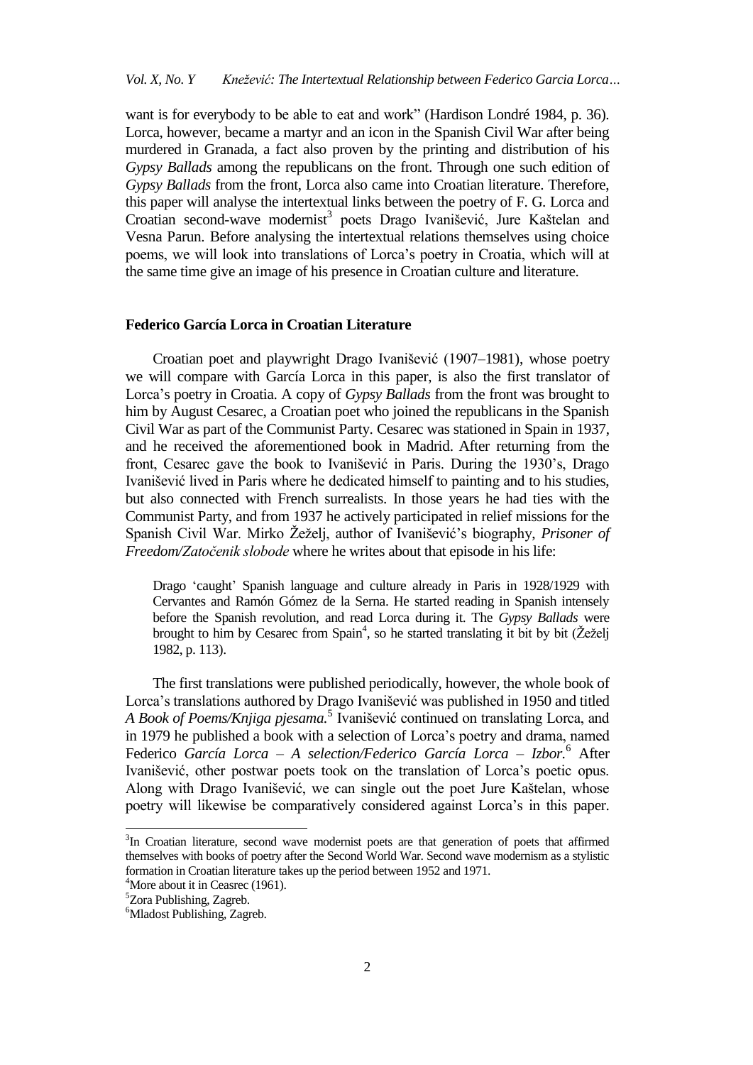want is for everybody to be able to eat and work" (Hardison Londré 1984, p. 36). Lorca, however, became a martyr and an icon in the Spanish Civil War after being murdered in Granada, a fact also proven by the printing and distribution of his *Gypsy Ballads* among the republicans on the front. Through one such edition of *Gypsy Ballads* from the front, Lorca also came into Croatian literature. Therefore, this paper will analyse the intertextual links between the poetry of F. G. Lorca and Croatian second-wave modernist[3] poets Drago Ivanišević, Jure Kaštelan and Vesna Parun. Before analysing the intertextual relations themselves using choice poems, we will look into translations of Lorca's poetry in Croatia, which will at the same time give an image of his presence in Croatian culture and literature.

## Federico García Lorca in Croatian Literature

Croatian poet and playwright Drago Ivanišević (1907–1981), whose poetry we will compare with García Lorca in this paper, is also the first translator of Lorca's poetry in Croatia. A copy of *Gypsy Ballads* from the front was brought to him by August Cesarec, a Croatian poet who joined the republicans in the Spanish Civil War as part of the Communist Party. Cesarec was stationed in Spain in 1937, and he received the aforementioned book in Madrid. After returning from the front, Cesarec gave the book to Ivanišević in Paris. During the 1930's, Drago Ivanišević lived in Paris where he dedicated himself to painting and to his studies, but also connected with French surrealists. In those years he had ties with the Communist Party, and from 1937 he actively participated in relief missions for the Spanish Civil War. Mirko Žeželj, author of Ivanišević's biography, *Prisoner of Freedom/Zatočenik slobode* where he writes about that episode in his life:

> Drago 'caught' Spanish language and culture already in Paris in 1928/1929 with Cervantes and Ramón Gómez de la Serna. He started reading in Spanish intensely before the Spanish revolution, and read Lorca during it. The *Gypsy Ballads* were brought to him by Cesarec from Spain[4], so he started translating it bit by bit (Žeželj 1982, p. 113).

The first translations were published periodically, however, the whole book of Lorca's translations authored by Drago Ivanišević was published in 1950 and titled *A Book of Poems/Knjiga pjesama.*[5] Ivanišević continued on translating Lorca, and in 1979 he published a book with a selection of Lorca's poetry and drama, named Federico *García Lorca – A selection/Federico García Lorca – Izbor.*[6] After Ivanišević, other postwar poets took on the translation of Lorca's poetic opus. Along with Drago Ivanišević, we can single out the poet Jure Kaštelan, whose poetry will likewise be comparatively considered against Lorca's in this paper.

---

[3]In Croatian literature, second wave modernist poets are that generation of poets that affirmed themselves with books of poetry after the Second World War. Second wave modernism as a stylistic formation in Croatian literature takes up the period between 1952 and 1971.

[4]More about it in Ceasrec (1961).

[5]Zora Publishing, Zagreb.

[6]Mladost Publishing, Zagreb.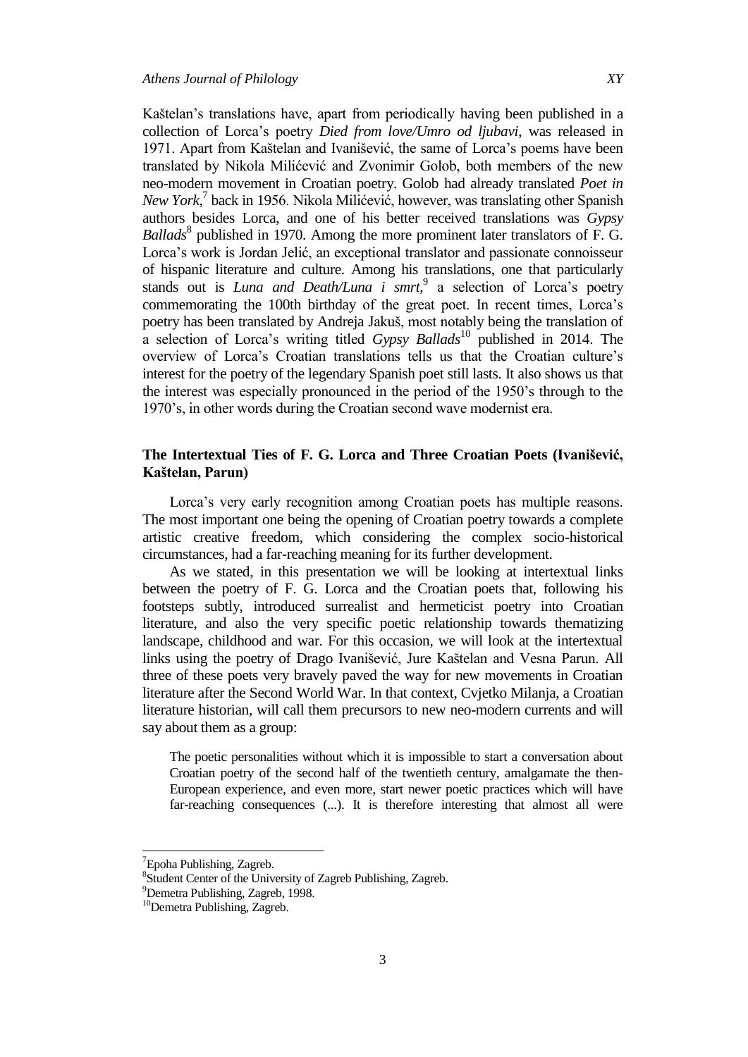Kaštelan's translations have, apart from periodically having been published in a collection of Lorca's poetry *Died from love/Umro od ljubavi*, was released in 1971. Apart from Kaštelan and Ivanišević, the same of Lorca's poems have been translated by Nikola Milićević and Zvonimir Golob, both members of the new neo-modern movement in Croatian poetry. Golob had already translated *Poet in New York*,[7] back in 1956. Nikola Milićević, however, was translating other Spanish authors besides Lorca, and one of his better received translations was *Gypsy Ballads*[8] published in 1970. Among the more prominent later translators of F. G. Lorca's work is Jordan Jelić, an exceptional translator and passionate connoisseur of hispanic literature and culture. Among his translations, one that particularly stands out is *Luna and Death/Luna i smrt*,[9] a selection of Lorca's poetry commemorating the 100th birthday of the great poet. In recent times, Lorca's poetry has been translated by Andreja Jakuš, most notably being the translation of a selection of Lorca's writing titled *Gypsy Ballads*[10] published in 2014. The overview of Lorca's Croatian translations tells us that the Croatian culture's interest for the poetry of the legendary Spanish poet still lasts. It also shows us that the interest was especially pronounced in the period of the 1950's through to the 1970's, in other words during the Croatian second wave modernist era.

## The Intertextual Ties of F. G. Lorca and Three Croatian Poets (Ivanišević, Kaštelan, Parun)

Lorca's very early recognition among Croatian poets has multiple reasons. The most important one being the opening of Croatian poetry towards a complete artistic creative freedom, which considering the complex socio-historical circumstances, had a far-reaching meaning for its further development.

As we stated, in this presentation we will be looking at intertextual links between the poetry of F. G. Lorca and the Croatian poets that, following his footsteps subtly, introduced surrealist and hermeticist poetry into Croatian literature, and also the very specific poetic relationship towards thematizing landscape, childhood and war. For this occasion, we will look at the intertextual links using the poetry of Drago Ivanišević, Jure Kaštelan and Vesna Parun. All three of these poets very bravely paved the way for new movements in Croatian literature after the Second World War. In that context, Cvjetko Milanja, a Croatian literature historian, will call them precursors to new neo-modern currents and will say about them as a group:

> The poetic personalities without which it is impossible to start a conversation about Croatian poetry of the second half of the twentieth century, amalgamate the then-European experience, and even more, start newer poetic practices which will have far-reaching consequences (...). It is therefore interesting that almost all were

---

[7] Epoha Publishing, Zagreb.

[8] Student Center of the University of Zagreb Publishing, Zagreb.

[9] Demetra Publishing, Zagreb, 1998.

[10] Demetra Publishing, Zagreb.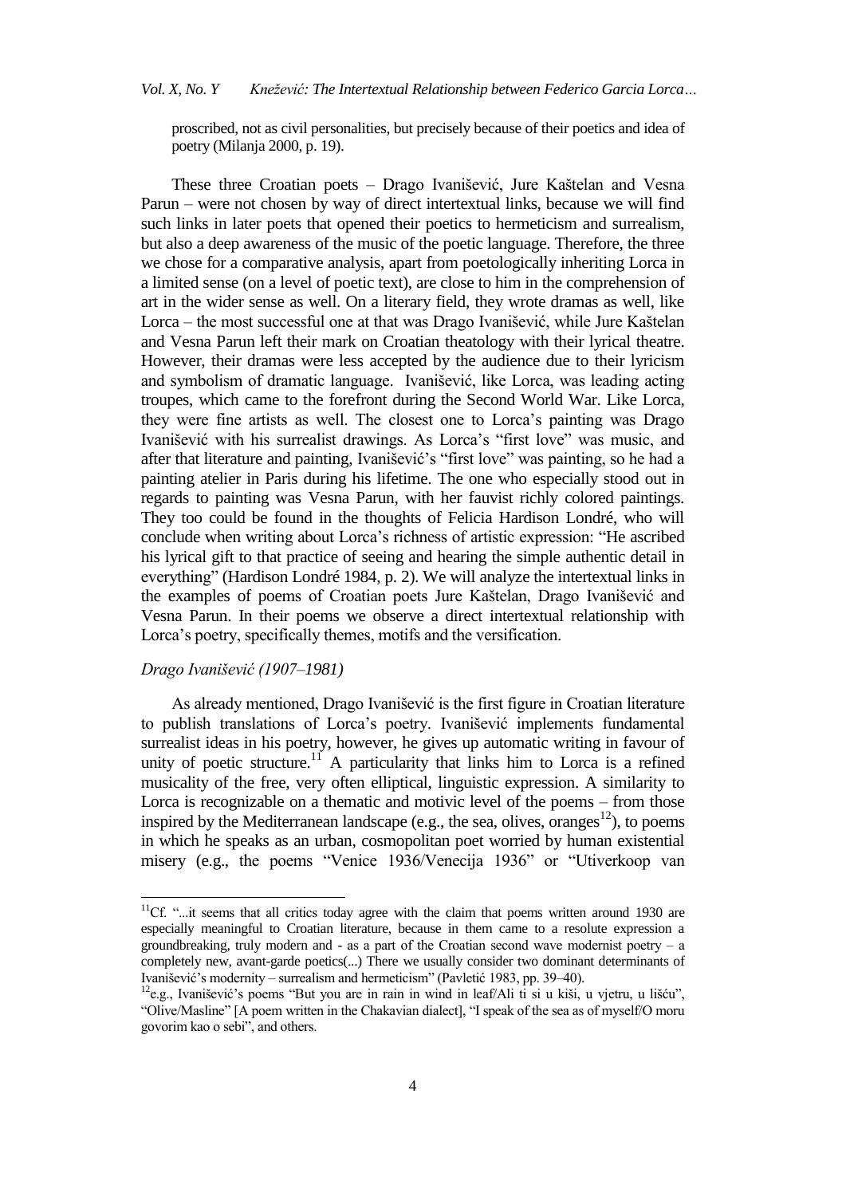proscribed, not as civil personalities, but precisely because of their poetics and idea of poetry (Milanja 2000, p. 19).

These three Croatian poets – Drago Ivanišević, Jure Kaštelan and Vesna Parun – were not chosen by way of direct intertextual links, because we will find such links in later poets that opened their poetics to hermeticism and surrealism, but also a deep awareness of the music of the poetic language. Therefore, the three we chose for a comparative analysis, apart from poetologically inheriting Lorca in a limited sense (on a level of poetic text), are close to him in the comprehension of art in the wider sense as well. On a literary field, they wrote dramas as well, like Lorca – the most successful one at that was Drago Ivanišević, while Jure Kaštelan and Vesna Parun left their mark on Croatian theatology with their lyrical theatre. However, their dramas were less accepted by the audience due to their lyricism and symbolism of dramatic language. Ivanišević, like Lorca, was leading acting troupes, which came to the forefront during the Second World War. Like Lorca, they were fine artists as well. The closest one to Lorca's painting was Drago Ivanišević with his surrealist drawings. As Lorca's "first love" was music, and after that literature and painting, Ivanišević's "first love" was painting, so he had a painting atelier in Paris during his lifetime. The one who especially stood out in regards to painting was Vesna Parun, with her fauvist richly colored paintings. They too could be found in the thoughts of Felicia Hardison Londré, who will conclude when writing about Lorca's richness of artistic expression: "He ascribed his lyrical gift to that practice of seeing and hearing the simple authentic detail in everything" (Hardison Londré 1984, p. 2). We will analyze the intertextual links in the examples of poems of Croatian poets Jure Kaštelan, Drago Ivanišević and Vesna Parun. In their poems we observe a direct intertextual relationship with Lorca's poetry, specifically themes, motifs and the versification.

### *Drago Ivanišević (1907–1981)*

As already mentioned, Drago Ivanišević is the first figure in Croatian literature to publish translations of Lorca's poetry. Ivanišević implements fundamental surrealist ideas in his poetry, however, he gives up automatic writing in favour of unity of poetic structure.[11] A particularity that links him to Lorca is a refined musicality of the free, very often elliptical, linguistic expression. A similarity to Lorca is recognizable on a thematic and motivic level of the poems – from those inspired by the Mediterranean landscape (e.g., the sea, olives, oranges[12]), to poems in which he speaks as an urban, cosmopolitan poet worried by human existential misery (e.g., the poems "Venice 1936/Venecija 1936" or "Utiverkoop van

---

[11]Cf. "...it seems that all critics today agree with the claim that poems written around 1930 are especially meaningful to Croatian literature, because in them came to a resolute expression a groundbreaking, truly modern and - as a part of the Croatian second wave modernist poetry – a completely new, avant-garde poetics(...) There we usually consider two dominant determinants of Ivanišević's modernity – surrealism and hermeticism" (Pavletić 1983, pp. 39–40).

[12]e.g., Ivanišević's poems "But you are in rain in wind in leaf/Ali ti si u kiši, u vjetru, u lišću", "Olive/Masline" [A poem written in the Chakavian dialect], "I speak of the sea as of myself/O moru govorim kao o sebi", and others.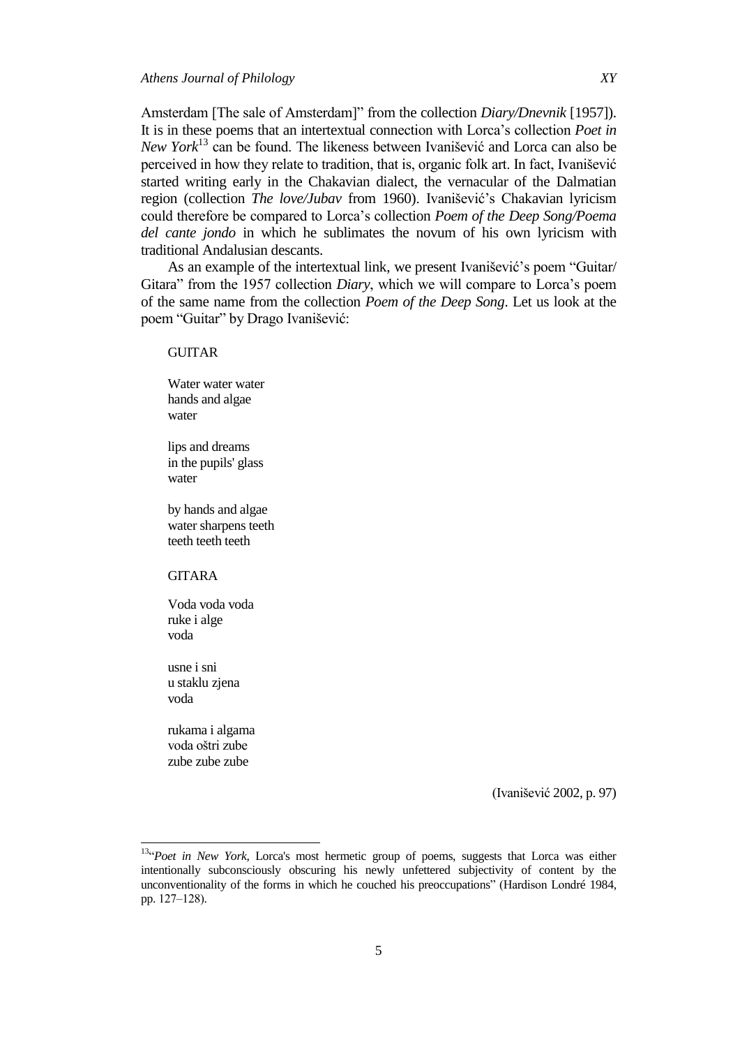Amsterdam [The sale of Amsterdam]" from the collection *Diary/Dnevnik* [1957]). It is in these poems that an intertextual connection with Lorca's collection *Poet in New York*[13] can be found. The likeness between Ivanišević and Lorca can also be perceived in how they relate to tradition, that is, organic folk art. In fact, Ivanišević started writing early in the Chakavian dialect, the vernacular of the Dalmatian region (collection *The love/Jubav* from 1960). Ivanišević's Chakavian lyricism could therefore be compared to Lorca's collection *Poem of the Deep Song/Poema del cante jondo* in which he sublimates the novum of his own lyricism with traditional Andalusian descants.

As an example of the intertextual link, we present Ivanišević's poem "Guitar/ Gitara" from the 1957 collection *Diary*, which we will compare to Lorca's poem of the same name from the collection *Poem of the Deep Song*. Let us look at the poem "Guitar" by Drago Ivanišević:

GUITAR

Water water water
hands and algae
water

lips and dreams
in the pupils' glass
water

by hands and algae
water sharpens teeth
teeth teeth teeth

GITARA

Voda voda voda
ruke i alge
voda

usne i sni
u staklu zjena
voda

rukama i algama
voda oštri zube
zube zube zube

(Ivanišević 2002, p. 97)

---

[13] "*Poet in New York*, Lorca's most hermetic group of poems, suggests that Lorca was either intentionally subconsciously obscuring his newly unfettered subjectivity of content by the unconventionality of the forms in which he couched his preoccupations" (Hardison Londré 1984, pp. 127–128).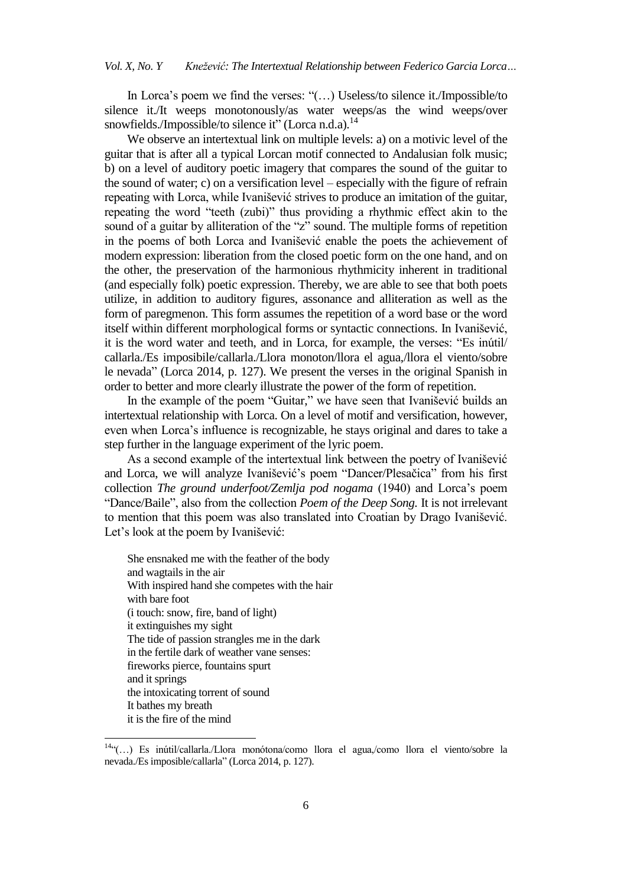In Lorca's poem we find the verses: "(…) Useless/to silence it./Impossible/to silence it./It weeps monotonously/as water weeps/as the wind weeps/over snowfields./Impossible/to silence it" (Lorca n.d.a).[14]

We observe an intertextual link on multiple levels: a) on a motivic level of the guitar that is after all a typical Lorcan motif connected to Andalusian folk music; b) on a level of auditory poetic imagery that compares the sound of the guitar to the sound of water; c) on a versification level – especially with the figure of refrain repeating with Lorca, while Ivanišević strives to produce an imitation of the guitar, repeating the word "teeth (zubi)" thus providing a rhythmic effect akin to the sound of a guitar by alliteration of the "z" sound. The multiple forms of repetition in the poems of both Lorca and Ivanišević enable the poets the achievement of modern expression: liberation from the closed poetic form on the one hand, and on the other, the preservation of the harmonious rhythmicity inherent in traditional (and especially folk) poetic expression. Thereby, we are able to see that both poets utilize, in addition to auditory figures, assonance and alliteration as well as the form of paregmenon. This form assumes the repetition of a word base or the word itself within different morphological forms or syntactic connections. In Ivanišević, it is the word water and teeth, and in Lorca, for example, the verses: "Es inútil/ callarla./Es imposibile/callarla./Llora monoton/llora el agua,/llora el viento/sobre le nevada" (Lorca 2014, p. 127). We present the verses in the original Spanish in order to better and more clearly illustrate the power of the form of repetition.

In the example of the poem "Guitar," we have seen that Ivanišević builds an intertextual relationship with Lorca. On a level of motif and versification, however, even when Lorca's influence is recognizable, he stays original and dares to take a step further in the language experiment of the lyric poem.

As a second example of the intertextual link between the poetry of Ivanišević and Lorca, we will analyze Ivanišević's poem "Dancer/Plesačica" from his first collection *The ground underfoot/Zemlja pod nogama* (1940) and Lorca's poem "Dance/Baile", also from the collection *Poem of the Deep Song.* It is not irrelevant to mention that this poem was also translated into Croatian by Drago Ivanišević. Let's look at the poem by Ivanišević:

> She ensnaked me with the feather of the body
> and wagtails in the air
> With inspired hand she competes with the hair
> with bare foot
> (i touch: snow, fire, band of light)
> it extinguishes my sight
> The tide of passion strangles me in the dark
> in the fertile dark of weather vane senses:
> fireworks pierce, fountains spurt
> and it springs
> the intoxicating torrent of sound
> It bathes my breath
> it is the fire of the mind

[14] "(…) Es inútil/callarla./Llora monótona/como llora el agua,/como llora el viento/sobre la nevada./Es imposible/callarla" (Lorca 2014, p. 127).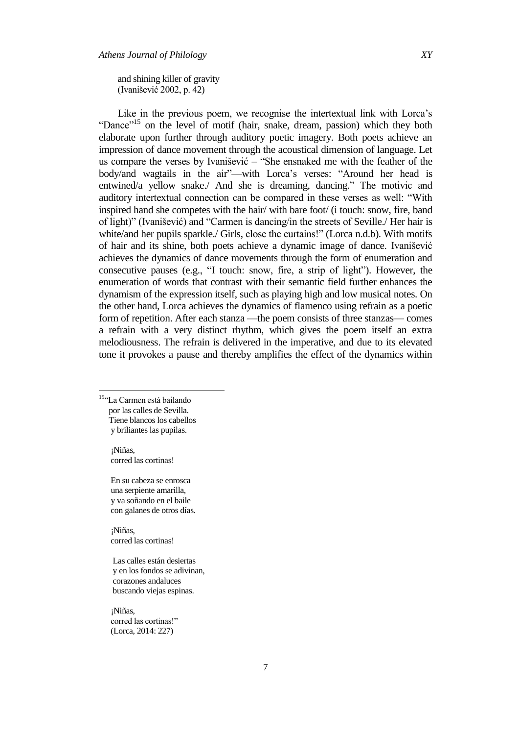and shining killer of gravity
(Ivanišević 2002, p. 42)

Like in the previous poem, we recognise the intertextual link with Lorca's "Dance"[15] on the level of motif (hair, snake, dream, passion) which they both elaborate upon further through auditory poetic imagery. Both poets achieve an impression of dance movement through the acoustical dimension of language. Let us compare the verses by Ivanišević – "She ensnaked me with the feather of the body/and wagtails in the air"—with Lorca's verses: "Around her head is entwined/a yellow snake./ And she is dreaming, dancing." The motivic and auditory intertextual connection can be compared in these verses as well: "With inspired hand she competes with the hair/ with bare foot/ (i touch: snow, fire, band of light)" (Ivanišević) and "Carmen is dancing/in the streets of Seville./ Her hair is white/and her pupils sparkle./ Girls, close the curtains!" (Lorca n.d.b). With motifs of hair and its shine, both poets achieve a dynamic image of dance. Ivanišević achieves the dynamics of dance movements through the form of enumeration and consecutive pauses (e.g., "I touch: snow, fire, a strip of light"). However, the enumeration of words that contrast with their semantic field further enhances the dynamism of the expression itself, such as playing high and low musical notes. On the other hand, Lorca achieves the dynamics of flamenco using refrain as a poetic form of repetition. After each stanza —the poem consists of three stanzas— comes a refrain with a very distinct rhythm, which gives the poem itself an extra melodiousness. The refrain is delivered in the imperative, and due to its elevated tone it provokes a pause and thereby amplifies the effect of the dynamics within

---

[15]"La Carmen está bailando
por las calles de Sevilla.
Tiene blancos los cabellos
y briliantes las pupilas.

¡Niñas,
corred las cortinas!

En su cabeza se enrosca
una serpiente amarilla,
y va soñando en el baile
con galanes de otros días.

¡Niñas,
corred las cortinas!

Las calles están desiertas
y en los fondos se adivinan,
corazones andaluces
buscando viejas espinas.

¡Niñas,
corred las cortinas!"
(Lorca, 2014: 227)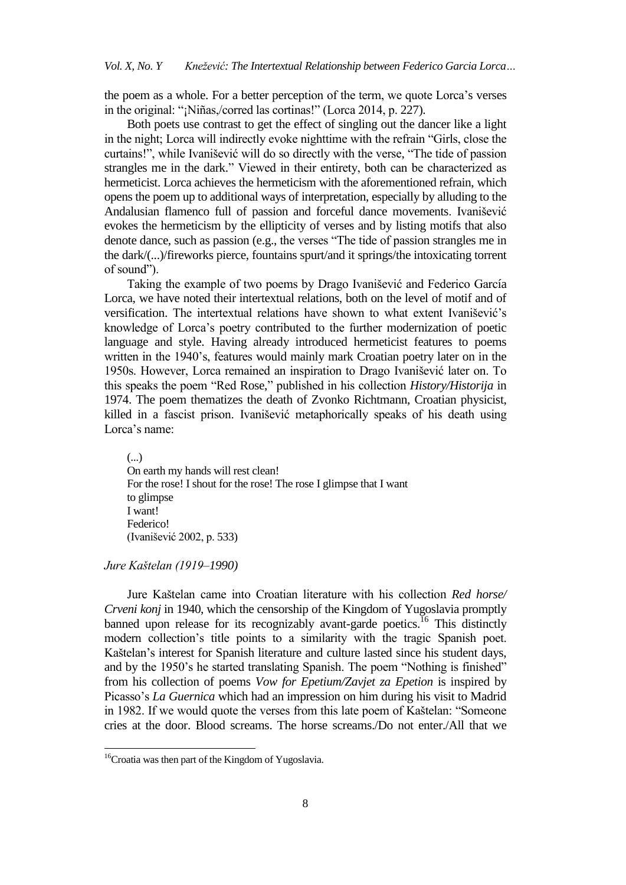the poem as a whole. For a better perception of the term, we quote Lorca's verses in the original: "¡Niñas,/corred las cortinas!" (Lorca 2014, p. 227).

Both poets use contrast to get the effect of singling out the dancer like a light in the night; Lorca will indirectly evoke nighttime with the refrain "Girls, close the curtains!", while Ivanišević will do so directly with the verse, "The tide of passion strangles me in the dark." Viewed in their entirety, both can be characterized as hermeticist. Lorca achieves the hermeticism with the aforementioned refrain, which opens the poem up to additional ways of interpretation, especially by alluding to the Andalusian flamenco full of passion and forceful dance movements. Ivanišević evokes the hermeticism by the ellipticity of verses and by listing motifs that also denote dance, such as passion (e.g., the verses "The tide of passion strangles me in the dark/(...)/fireworks pierce, fountains spurt/and it springs/the intoxicating torrent of sound").

Taking the example of two poems by Drago Ivanišević and Federico García Lorca, we have noted their intertextual relations, both on the level of motif and of versification. The intertextual relations have shown to what extent Ivanišević's knowledge of Lorca's poetry contributed to the further modernization of poetic language and style. Having already introduced hermeticist features to poems written in the 1940's, features would mainly mark Croatian poetry later on in the 1950s. However, Lorca remained an inspiration to Drago Ivanišević later on. To this speaks the poem "Red Rose," published in his collection *History/Historija* in 1974. The poem thematizes the death of Zvonko Richtmann, Croatian physicist, killed in a fascist prison. Ivanišević metaphorically speaks of his death using Lorca's name:

> (...)
> On earth my hands will rest clean!
> For the rose! I shout for the rose! The rose I glimpse that I want
> to glimpse
> I want!
> Federico!
> (Ivanišević 2002, p. 533)

*Jure Kaštelan (1919–1990)*

Jure Kaštelan came into Croatian literature with his collection *Red horse/ Crveni konj* in 1940, which the censorship of the Kingdom of Yugoslavia promptly banned upon release for its recognizably avant-garde poetics.[16] This distinctly modern collection's title points to a similarity with the tragic Spanish poet. Kaštelan's interest for Spanish literature and culture lasted since his student days, and by the 1950's he started translating Spanish. The poem "Nothing is finished" from his collection of poems *Vow for Epetium/Zavjet za Epetion* is inspired by Picasso's *La Guernica* which had an impression on him during his visit to Madrid in 1982. If we would quote the verses from this late poem of Kaštelan: "Someone cries at the door. Blood screams. The horse screams./Do not enter./All that we

[16] Croatia was then part of the Kingdom of Yugoslavia.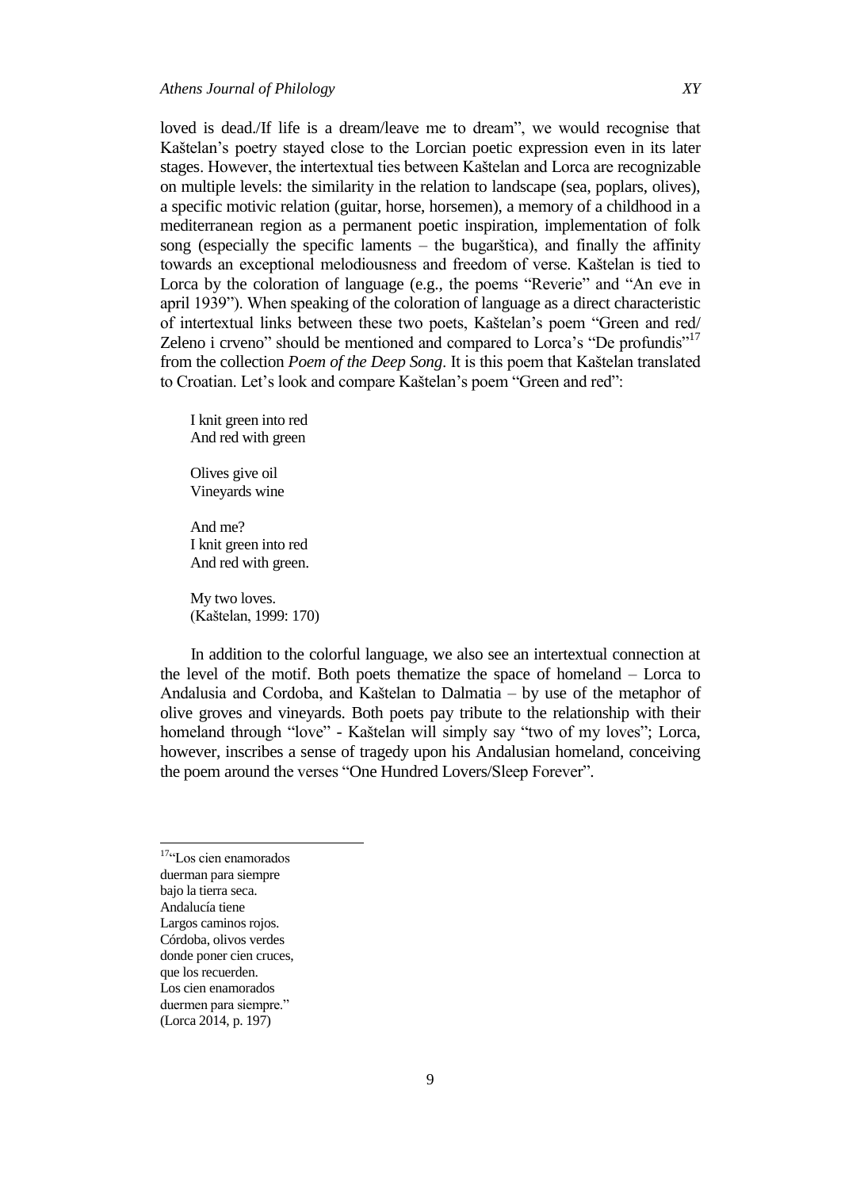loved is dead./If life is a dream/leave me to dream", we would recognise that Kaštelan's poetry stayed close to the Lorcian poetic expression even in its later stages. However, the intertextual ties between Kaštelan and Lorca are recognizable on multiple levels: the similarity in the relation to landscape (sea, poplars, olives), a specific motivic relation (guitar, horse, horsemen), a memory of a childhood in a mediterranean region as a permanent poetic inspiration, implementation of folk song (especially the specific laments – the bugarštica), and finally the affinity towards an exceptional melodiousness and freedom of verse. Kaštelan is tied to Lorca by the coloration of language (e.g., the poems "Reverie" and "An eve in april 1939"). When speaking of the coloration of language as a direct characteristic of intertextual links between these two poets, Kaštelan's poem "Green and red/ Zeleno i crveno" should be mentioned and compared to Lorca's "De profundis"[17] from the collection *Poem of the Deep Song*. It is this poem that Kaštelan translated to Croatian. Let's look and compare Kaštelan's poem "Green and red":

> I knit green into red  
> And red with green
>
> Olives give oil  
> Vineyards wine
>
> And me?  
> I knit green into red  
> And red with green.
>
> My two loves.  
> (Kaštelan, 1999: 170)

In addition to the colorful language, we also see an intertextual connection at the level of the motif. Both poets thematize the space of homeland – Lorca to Andalusia and Cordoba, and Kaštelan to Dalmatia – by use of the metaphor of olive groves and vineyards. Both poets pay tribute to the relationship with their homeland through "love" - Kaštelan will simply say "two of my loves"; Lorca, however, inscribes a sense of tragedy upon his Andalusian homeland, conceiving the poem around the verses "One Hundred Lovers/Sleep Forever".

---

[17] "Los cien enamorados  
duerman para siempre  
bajo la tierra seca.  
Andalucía tiene  
Largos caminos rojos.  
Córdoba, olivos verdes  
donde poner cien cruces,  
que los recuerden.  
Los cien enamorados  
duermen para siempre."  
(Lorca 2014, p. 197)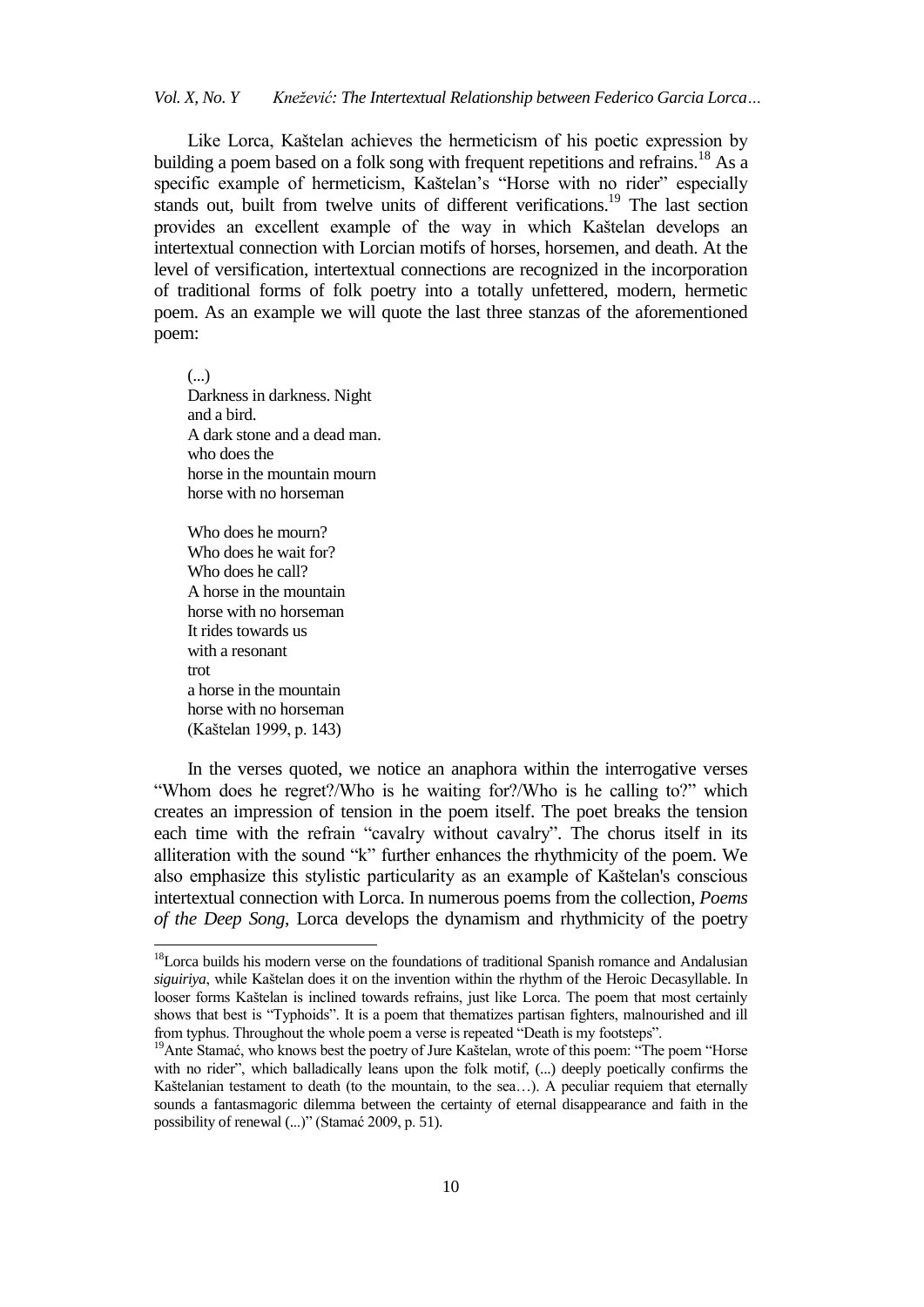Like Lorca, Kaštelan achieves the hermeticism of his poetic expression by building a poem based on a folk song with frequent repetitions and refrains.[18] As a specific example of hermeticism, Kaštelan's "Horse with no rider" especially stands out, built from twelve units of different verifications.[19] The last section provides an excellent example of the way in which Kaštelan develops an intertextual connection with Lorcian motifs of horses, horsemen, and death. At the level of versification, intertextual connections are recognized in the incorporation of traditional forms of folk poetry into a totally unfettered, modern, hermetic poem. As an example we will quote the last three stanzas of the aforementioned poem:

> (...)  
> Darkness in darkness. Night  
> and a bird.  
> A dark stone and a dead man.  
> who does the  
> horse in the mountain mourn  
> horse with no horseman
>
> Who does he mourn?  
> Who does he wait for?  
> Who does he call?  
> A horse in the mountain  
> horse with no horseman  
> It rides towards us  
> with a resonant  
> trot  
> a horse in the mountain  
> horse with no horseman  
> (Kaštelan 1999, p. 143)

In the verses quoted, we notice an anaphora within the interrogative verses "Whom does he regret?/Who is he waiting for?/Who is he calling to?" which creates an impression of tension in the poem itself. The poet breaks the tension each time with the refrain "cavalry without cavalry". The chorus itself in its alliteration with the sound "k" further enhances the rhythmicity of the poem. We also emphasize this stylistic particularity as an example of Kaštelan's conscious intertextual connection with Lorca. In numerous poems from the collection, *Poems of the Deep Song*, Lorca develops the dynamism and rhythmicity of the poetry

---

[18] Lorca builds his modern verse on the foundations of traditional Spanish romance and Andalusian *siguiriya*, while Kaštelan does it on the invention within the rhythm of the Heroic Decasyllable. In looser forms Kaštelan is inclined towards refrains, just like Lorca. The poem that most certainly shows that best is "Typhoids". It is a poem that thematizes partisan fighters, malnourished and ill from typhus. Throughout the whole poem a verse is repeated "Death is my footsteps".

[19] Ante Stamać, who knows best the poetry of Jure Kaštelan, wrote of this poem: "The poem "Horse with no rider", which balladically leans upon the folk motif, (...) deeply poetically confirms the Kaštelanian testament to death (to the mountain, to the sea…). A peculiar requiem that eternally sounds a fantasmagoric dilemma between the certainty of eternal disappearance and faith in the possibility of renewal (...)" (Stamać 2009, p. 51).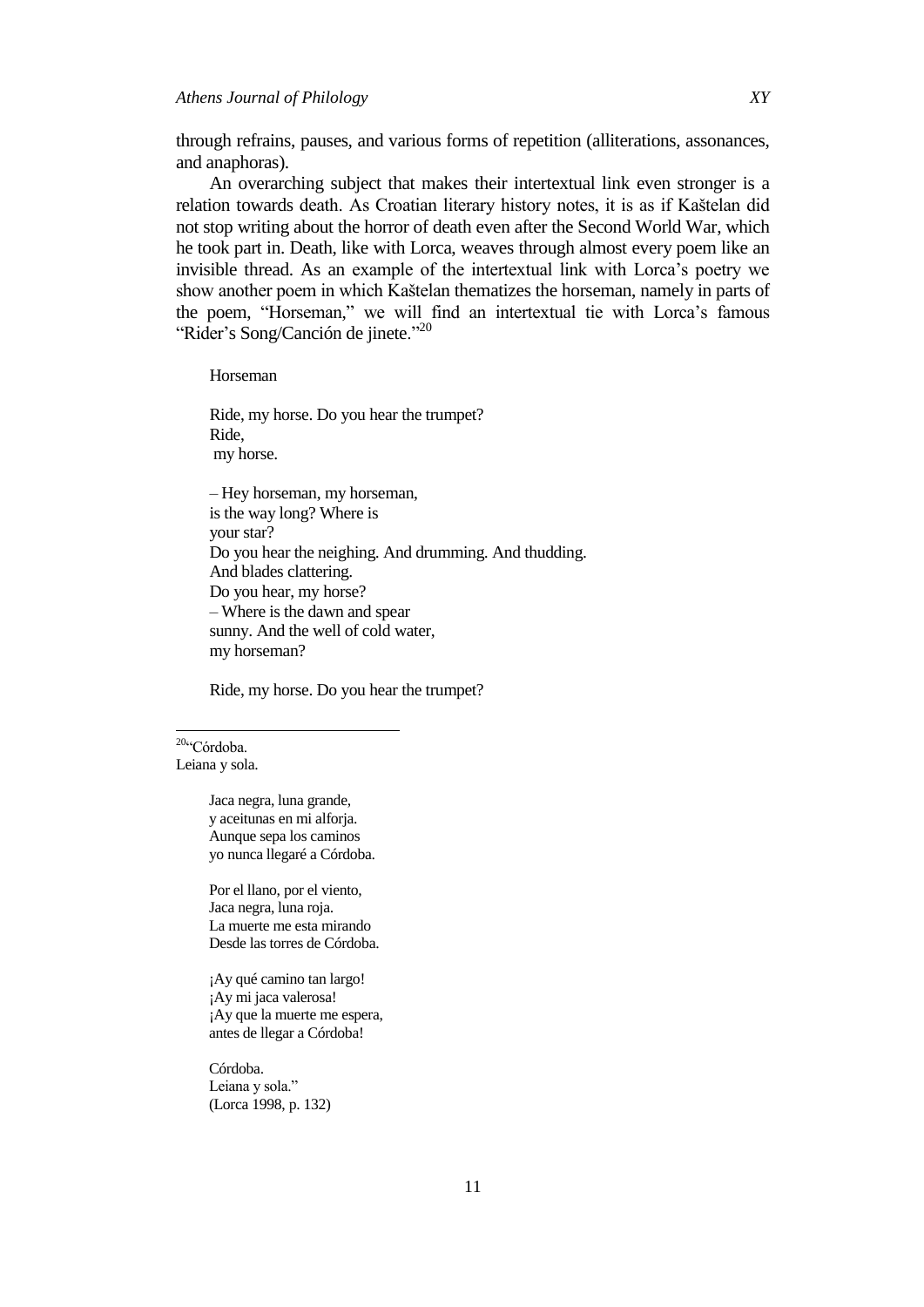through refrains, pauses, and various forms of repetition (alliterations, assonances, and anaphoras).

An overarching subject that makes their intertextual link even stronger is a relation towards death. As Croatian literary history notes, it is as if Kaštelan did not stop writing about the horror of death even after the Second World War, which he took part in. Death, like with Lorca, weaves through almost every poem like an invisible thread. As an example of the intertextual link with Lorca's poetry we show another poem in which Kaštelan thematizes the horseman, namely in parts of the poem, "Horseman," we will find an intertextual tie with Lorca's famous "Rider's Song/Canción de jinete."[20]

> Horseman
>
> Ride, my horse. Do you hear the trumpet?  
> Ride,  
>  my horse.
>
> – Hey horseman, my horseman,  
> is the way long? Where is  
> your star?  
> Do you hear the neighing. And drumming. And thudding.  
> And blades clattering.  
> Do you hear, my horse?  
> – Where is the dawn and spear  
> sunny. And the well of cold water,  
> my horseman?
>
> Ride, my horse. Do you hear the trumpet?

---

[20]"Córdoba.  
Leiana y sola.

> Jaca negra, luna grande,  
> y aceitunas en mi alforja.  
> Aunque sepa los caminos  
> yo nunca llegaré a Córdoba.
>
> Por el llano, por el viento,  
> Jaca negra, luna roja.  
> La muerte me esta mirando  
> Desde las torres de Córdoba.
>
> ¡Ay qué camino tan largo!  
> ¡Ay mi jaca valerosa!  
> ¡Ay que la muerte me espera,  
> antes de llegar a Córdoba!
>
> Córdoba.  
> Leiana y sola."  
> (Lorca 1998, p. 132)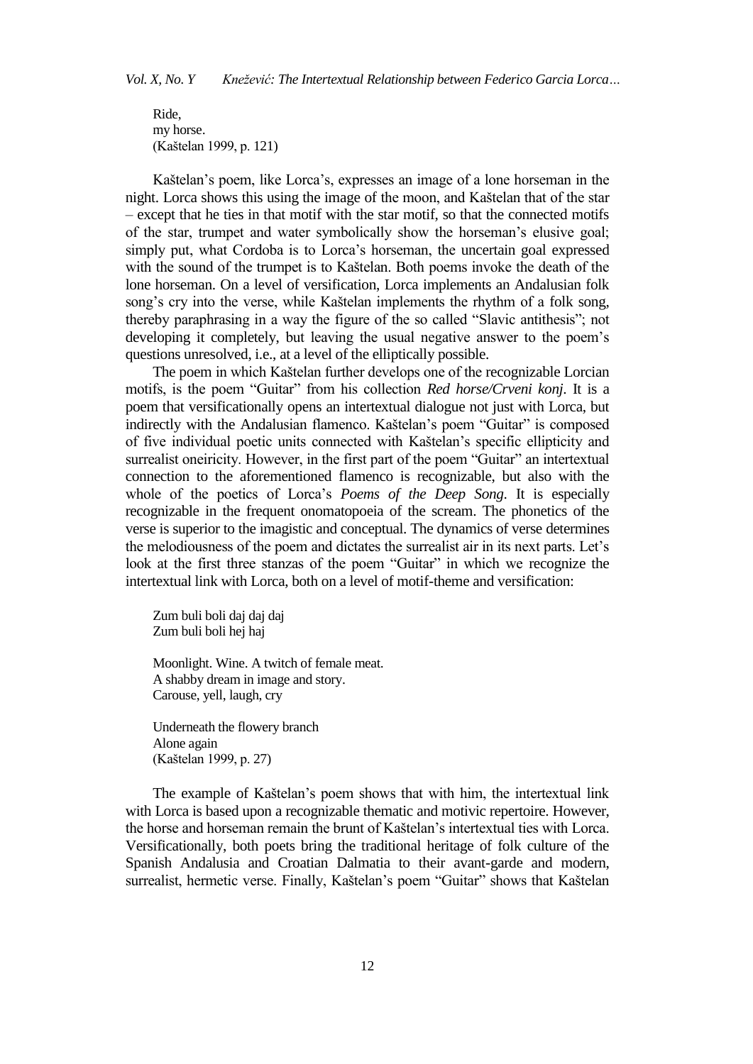Ride,  
my horse.  
(Kaštelan 1999, p. 121)

Kaštelan's poem, like Lorca's, expresses an image of a lone horseman in the night. Lorca shows this using the image of the moon, and Kaštelan that of the star – except that he ties in that motif with the star motif, so that the connected motifs of the star, trumpet and water symbolically show the horseman's elusive goal; simply put, what Cordoba is to Lorca's horseman, the uncertain goal expressed with the sound of the trumpet is to Kaštelan. Both poems invoke the death of the lone horseman. On a level of versification, Lorca implements an Andalusian folk song's cry into the verse, while Kaštelan implements the rhythm of a folk song, thereby paraphrasing in a way the figure of the so called "Slavic antithesis"; not developing it completely, but leaving the usual negative answer to the poem's questions unresolved, i.e., at a level of the elliptically possible.

The poem in which Kaštelan further develops one of the recognizable Lorcian motifs, is the poem "Guitar" from his collection *Red horse/Crveni konj*. It is a poem that versificationally opens an intertextual dialogue not just with Lorca, but indirectly with the Andalusian flamenco. Kaštelan's poem "Guitar" is composed of five individual poetic units connected with Kaštelan's specific ellipticity and surrealist oneiricity. However, in the first part of the poem "Guitar" an intertextual connection to the aforementioned flamenco is recognizable, but also with the whole of the poetics of Lorca's *Poems of the Deep Song*. It is especially recognizable in the frequent onomatopoeia of the scream. The phonetics of the verse is superior to the imagistic and conceptual. The dynamics of verse determines the melodiousness of the poem and dictates the surrealist air in its next parts. Let's look at the first three stanzas of the poem "Guitar" in which we recognize the intertextual link with Lorca, both on a level of motif-theme and versification:

Zum buli boli daj daj daj  
Zum buli boli hej haj

Moonlight. Wine. A twitch of female meat.  
A shabby dream in image and story.  
Carouse, yell, laugh, cry

Underneath the flowery branch  
Alone again  
(Kaštelan 1999, p. 27)

The example of Kaštelan's poem shows that with him, the intertextual link with Lorca is based upon a recognizable thematic and motivic repertoire. However, the horse and horseman remain the brunt of Kaštelan's intertextual ties with Lorca. Versificationally, both poets bring the traditional heritage of folk culture of the Spanish Andalusia and Croatian Dalmatia to their avant-garde and modern, surrealist, hermetic verse. Finally, Kaštelan's poem "Guitar" shows that Kaštelan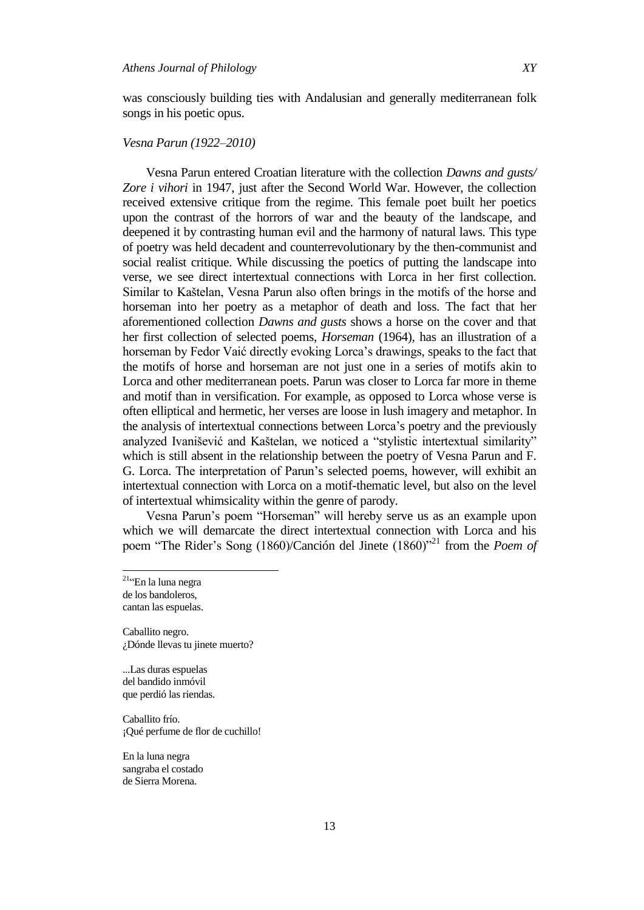was consciously building ties with Andalusian and generally mediterranean folk songs in his poetic opus.

*Vesna Parun (1922–2010)*

Vesna Parun entered Croatian literature with the collection *Dawns and gusts/ Zore i vihori* in 1947, just after the Second World War. However, the collection received extensive critique from the regime. This female poet built her poetics upon the contrast of the horrors of war and the beauty of the landscape, and deepened it by contrasting human evil and the harmony of natural laws. This type of poetry was held decadent and counterrevolutionary by the then-communist and social realist critique. While discussing the poetics of putting the landscape into verse, we see direct intertextual connections with Lorca in her first collection. Similar to Kaštelan, Vesna Parun also often brings in the motifs of the horse and horseman into her poetry as a metaphor of death and loss. The fact that her aforementioned collection *Dawns and gusts* shows a horse on the cover and that her first collection of selected poems, *Horseman* (1964), has an illustration of a horseman by Fedor Vaić directly evoking Lorca's drawings, speaks to the fact that the motifs of horse and horseman are not just one in a series of motifs akin to Lorca and other mediterranean poets. Parun was closer to Lorca far more in theme and motif than in versification. For example, as opposed to Lorca whose verse is often elliptical and hermetic, her verses are loose in lush imagery and metaphor. In the analysis of intertextual connections between Lorca's poetry and the previously analyzed Ivanišević and Kaštelan, we noticed a "stylistic intertextual similarity" which is still absent in the relationship between the poetry of Vesna Parun and F. G. Lorca. The interpretation of Parun's selected poems, however, will exhibit an intertextual connection with Lorca on a motif-thematic level, but also on the level of intertextual whimsicality within the genre of parody.

Vesna Parun's poem "Horseman" will hereby serve us as an example upon which we will demarcate the direct intertextual connection with Lorca and his poem "The Rider's Song (1860)/Canción del Jinete (1860)"[21] from the *Poem of*

---

[21]"En la luna negra
de los bandoleros,
cantan las espuelas.

Caballito negro.
¿Dónde llevas tu jinete muerto?

...Las duras espuelas
del bandido inmóvil
que perdió las riendas.

Caballito frío.
¡Qué perfume de flor de cuchillo!

En la luna negra
sangraba el costado
de Sierra Morena.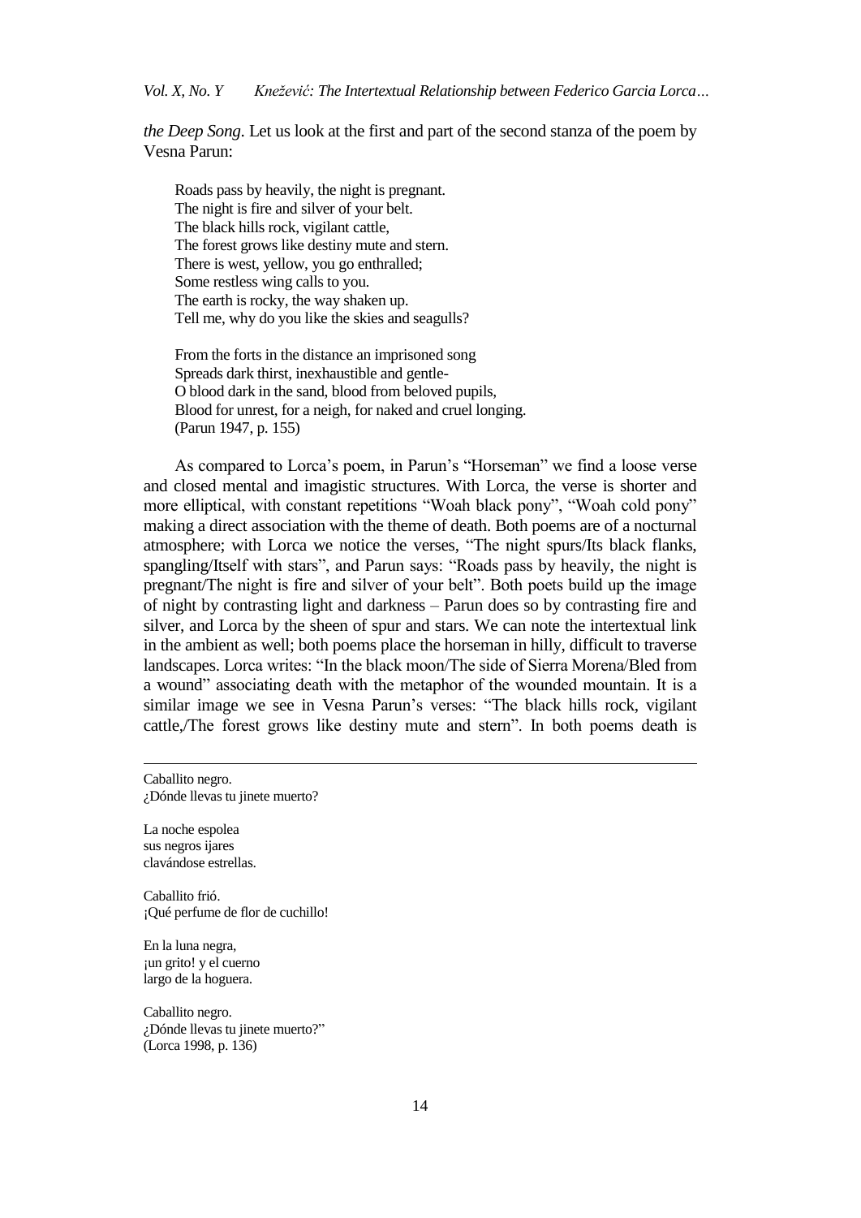*the Deep Song*. Let us look at the first and part of the second stanza of the poem by Vesna Parun:

> Roads pass by heavily, the night is pregnant.
> The night is fire and silver of your belt.
> The black hills rock, vigilant cattle,
> The forest grows like destiny mute and stern.
> There is west, yellow, you go enthralled;
> Some restless wing calls to you.
> The earth is rocky, the way shaken up.
> Tell me, why do you like the skies and seagulls?
>
> From the forts in the distance an imprisoned song
> Spreads dark thirst, inexhaustible and gentle-
> O blood dark in the sand, blood from beloved pupils,
> Blood for unrest, for a neigh, for naked and cruel longing.
> (Parun 1947, p. 155)

As compared to Lorca's poem, in Parun's "Horseman" we find a loose verse and closed mental and imagistic structures. With Lorca, the verse is shorter and more elliptical, with constant repetitions "Woah black pony", "Woah cold pony" making a direct association with the theme of death. Both poems are of a nocturnal atmosphere; with Lorca we notice the verses, "The night spurs/Its black flanks, spangling/Itself with stars", and Parun says: "Roads pass by heavily, the night is pregnant/The night is fire and silver of your belt". Both poets build up the image of night by contrasting light and darkness – Parun does so by contrasting fire and silver, and Lorca by the sheen of spur and stars. We can note the intertextual link in the ambient as well; both poems place the horseman in hilly, difficult to traverse landscapes. Lorca writes: "In the black moon/The side of Sierra Morena/Bled from a wound" associating death with the metaphor of the wounded mountain. It is a similar image we see in Vesna Parun's verses: "The black hills rock, vigilant cattle,/The forest grows like destiny mute and stern". In both poems death is

---

Caballito negro.
¿Dónde llevas tu jinete muerto?

La noche espolea
sus negros ijares
clavándose estrellas.

Caballito frió.
¡Qué perfume de flor de cuchillo!

En la luna negra,
¡un grito! y el cuerno
largo de la hoguera.

Caballito negro.
¿Dónde llevas tu jinete muerto?"
(Lorca 1998, p. 136)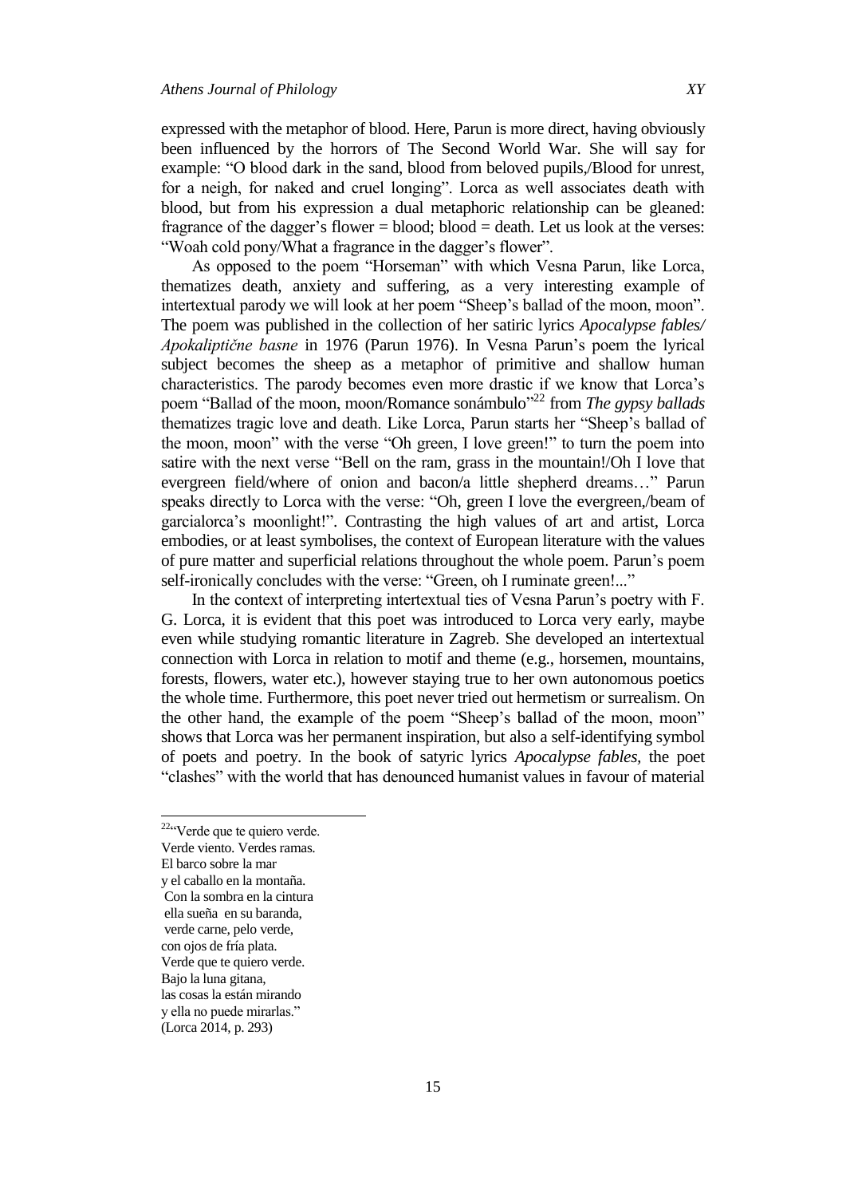expressed with the metaphor of blood. Here, Parun is more direct, having obviously been influenced by the horrors of The Second World War. She will say for example: "O blood dark in the sand, blood from beloved pupils,/Blood for unrest, for a neigh, for naked and cruel longing". Lorca as well associates death with blood, but from his expression a dual metaphoric relationship can be gleaned: fragrance of the dagger's flower = blood; blood = death. Let us look at the verses: "Woah cold pony/What a fragrance in the dagger's flower".

As opposed to the poem "Horseman" with which Vesna Parun, like Lorca, thematizes death, anxiety and suffering, as a very interesting example of intertextual parody we will look at her poem "Sheep's ballad of the moon, moon". The poem was published in the collection of her satiric lyrics *Apocalypse fables/ Apokaliptične basne* in 1976 (Parun 1976). In Vesna Parun's poem the lyrical subject becomes the sheep as a metaphor of primitive and shallow human characteristics. The parody becomes even more drastic if we know that Lorca's poem "Ballad of the moon, moon/Romance sonámbulo"[22] from *The gypsy ballads* thematizes tragic love and death. Like Lorca, Parun starts her "Sheep's ballad of the moon, moon" with the verse "Oh green, I love green!" to turn the poem into satire with the next verse "Bell on the ram, grass in the mountain!/Oh I love that evergreen field/where of onion and bacon/a little shepherd dreams…" Parun speaks directly to Lorca with the verse: "Oh, green I love the evergreen,/beam of garcialorca's moonlight!". Contrasting the high values of art and artist, Lorca embodies, or at least symbolises, the context of European literature with the values of pure matter and superficial relations throughout the whole poem. Parun's poem self-ironically concludes with the verse: "Green, oh I ruminate green!..."

In the context of interpreting intertextual ties of Vesna Parun's poetry with F. G. Lorca, it is evident that this poet was introduced to Lorca very early, maybe even while studying romantic literature in Zagreb. She developed an intertextual connection with Lorca in relation to motif and theme (e.g., horsemen, mountains, forests, flowers, water etc.), however staying true to her own autonomous poetics the whole time. Furthermore, this poet never tried out hermetism or surrealism. On the other hand, the example of the poem "Sheep's ballad of the moon, moon" shows that Lorca was her permanent inspiration, but also a self-identifying symbol of poets and poetry. In the book of satyric lyrics *Apocalypse fables,* the poet "clashes" with the world that has denounced humanist values in favour of material

---

[22]"Verde que te quiero verde.
Verde viento. Verdes ramas.
El barco sobre la mar
y el caballo en la montaña.
Con la sombra en la cintura
ella sueña en su baranda,
verde carne, pelo verde,
con ojos de fría plata.
Verde que te quiero verde.
Bajo la luna gitana,
las cosas la están mirando
y ella no puede mirarlas."
(Lorca 2014, p. 293)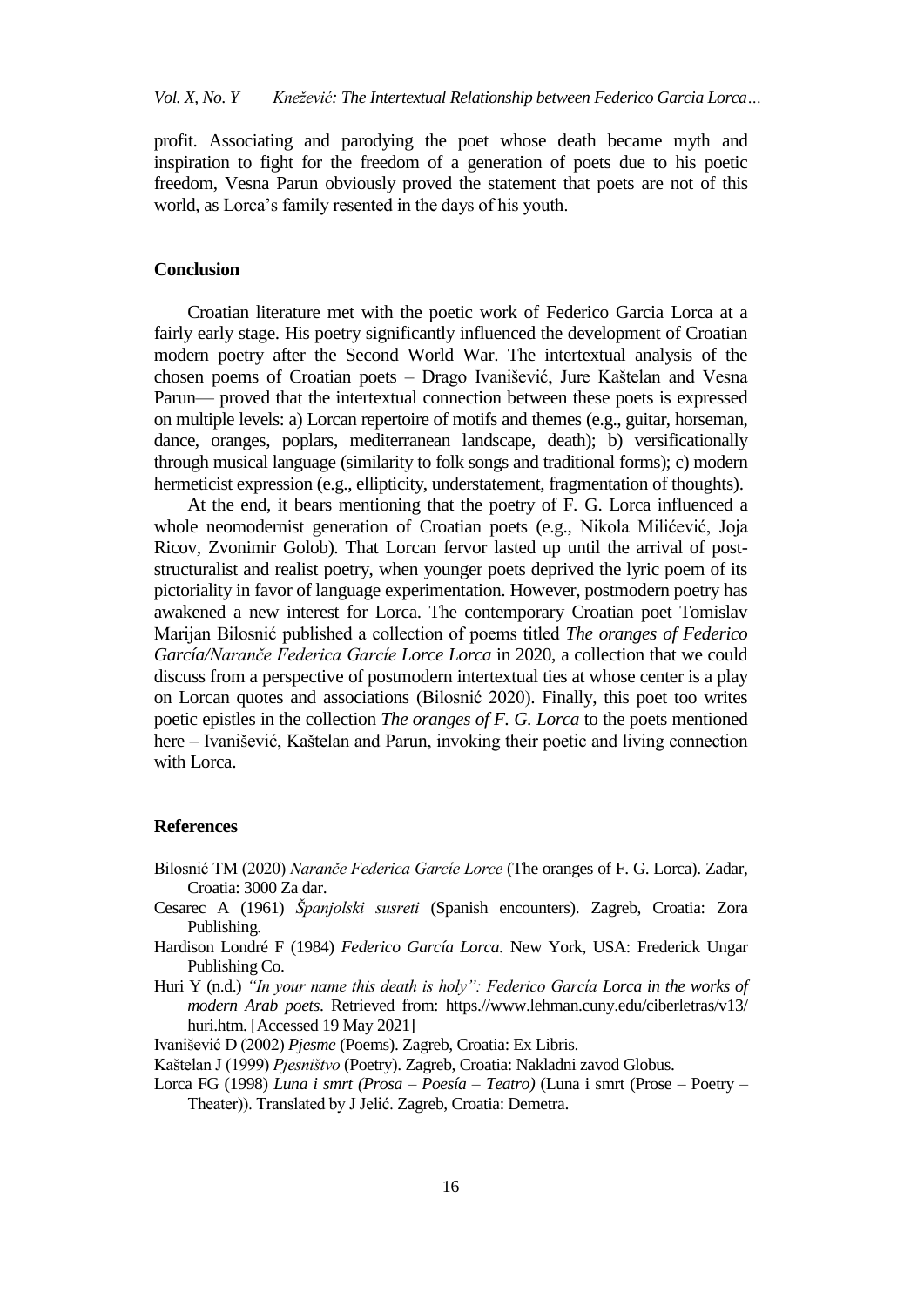profit. Associating and parodying the poet whose death became myth and inspiration to fight for the freedom of a generation of poets due to his poetic freedom, Vesna Parun obviously proved the statement that poets are not of this world, as Lorca's family resented in the days of his youth.

## Conclusion

Croatian literature met with the poetic work of Federico Garcia Lorca at a fairly early stage. His poetry significantly influenced the development of Croatian modern poetry after the Second World War. The intertextual analysis of the chosen poems of Croatian poets – Drago Ivanišević, Jure Kaštelan and Vesna Parun–– proved that the intertextual connection between these poets is expressed on multiple levels: a) Lorcan repertoire of motifs and themes (e.g., guitar, horseman, dance, oranges, poplars, mediterranean landscape, death); b) versificationally through musical language (similarity to folk songs and traditional forms); c) modern hermeticist expression (e.g., ellipticity, understatement, fragmentation of thoughts).

At the end, it bears mentioning that the poetry of F. G. Lorca influenced a whole neomodernist generation of Croatian poets (e.g., Nikola Milićević, Joja Ricov, Zvonimir Golob). That Lorcan fervor lasted up until the arrival of post-structuralist and realist poetry, when younger poets deprived the lyric poem of its pictoriality in favor of language experimentation. However, postmodern poetry has awakened a new interest for Lorca. The contemporary Croatian poet Tomislav Marijan Bilosnić published a collection of poems titled *The oranges of Federico García/Naranče Federica Garcíe Lorce Lorca* in 2020, a collection that we could discuss from a perspective of postmodern intertextual ties at whose center is a play on Lorcan quotes and associations (Bilosnić 2020). Finally, this poet too writes poetic epistles in the collection *The oranges of F. G. Lorca* to the poets mentioned here – Ivanišević, Kaštelan and Parun, invoking their poetic and living connection with Lorca.

## References

Bilosnić TM (2020) *Naranče Federica Garcíe Lorce* (The oranges of F. G. Lorca). Zadar, Croatia: 3000 Za dar.

Cesarec A (1961) *Španjolski susreti* (Spanish encounters). Zagreb, Croatia: Zora Publishing.

Hardison Londré F (1984) *Federico García Lorca.* New York, USA: Frederick Ungar Publishing Co.

Huri Y (n.d.) *"In your name this death is holy": Federico García Lorca in the works of modern Arab poets*. Retrieved from: https.//www.lehman.cuny.edu/ciberletras/v13/huri.htm. [Accessed 19 May 2021]

Ivanišević D (2002) *Pjesme* (Poems). Zagreb, Croatia: Ex Libris.

Kaštelan J (1999) *Pjesništvo* (Poetry). Zagreb, Croatia: Nakladni zavod Globus.

Lorca FG (1998) *Luna i smrt (Prosa – Poesía – Teatro)* (Luna i smrt (Prose – Poetry – Theater)). Translated by J Jelić. Zagreb, Croatia: Demetra.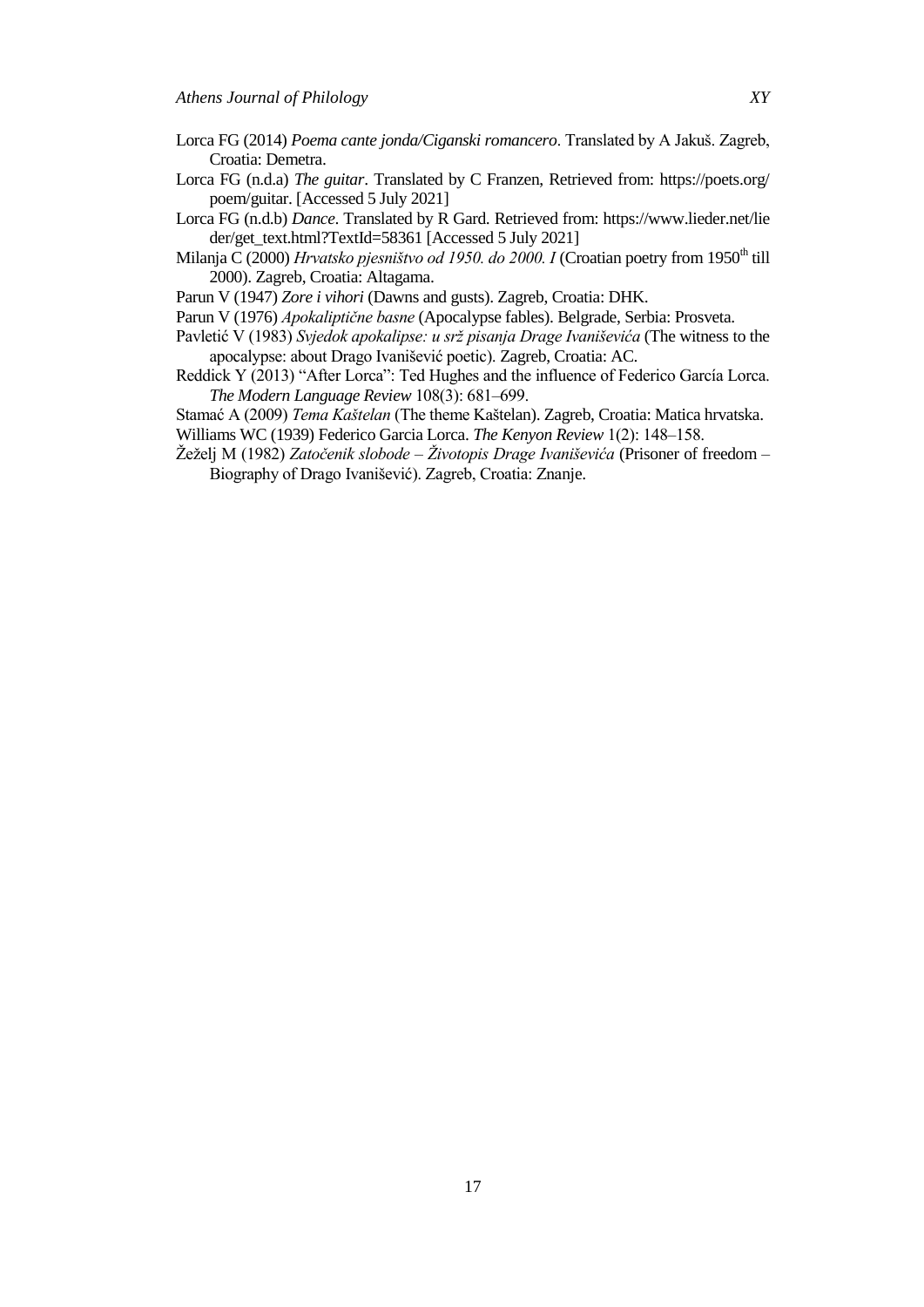Lorca FG (2014) *Poema cante jonda/Ciganski romancero*. Translated by A Jakuš. Zagreb, Croatia: Demetra.

Lorca FG (n.d.a) *The guitar*. Translated by C Franzen, Retrieved from: https://poets.org/poem/guitar. [Accessed 5 July 2021]

Lorca FG (n.d.b) *Dance*. Translated by R Gard. Retrieved from: https://www.lieder.net/lieder/get_text.html?TextId=58361 [Accessed 5 July 2021]

Milanja C (2000) *Hrvatsko pjesništvo od 1950. do 2000. I* (Croatian poetry from 1950th till 2000). Zagreb, Croatia: Altagama.

Parun V (1947) *Zore i vihori* (Dawns and gusts). Zagreb, Croatia: DHK.

Parun V (1976) *Apokaliptične basne* (Apocalypse fables). Belgrade, Serbia: Prosveta.

Pavletić V (1983) *Svjedok apokalipse: u srž pisanja Drage Ivaniševića* (The witness to the apocalypse: about Drago Ivanišević poetic). Zagreb, Croatia: AC.

Reddick Y (2013) "After Lorca": Ted Hughes and the influence of Federico García Lorca. *The Modern Language Review* 108(3): 681–699.

Stamać A (2009) *Tema Kaštelan* (The theme Kaštelan). Zagreb, Croatia: Matica hrvatska.

Williams WC (1939) Federico Garcia Lorca. *The Kenyon Review* 1(2): 148–158.

Žeželj M (1982) *Zatočenik slobode – Životopis Drage Ivaniševića* (Prisoner of freedom – Biography of Drago Ivanišević). Zagreb, Croatia: Znanje.